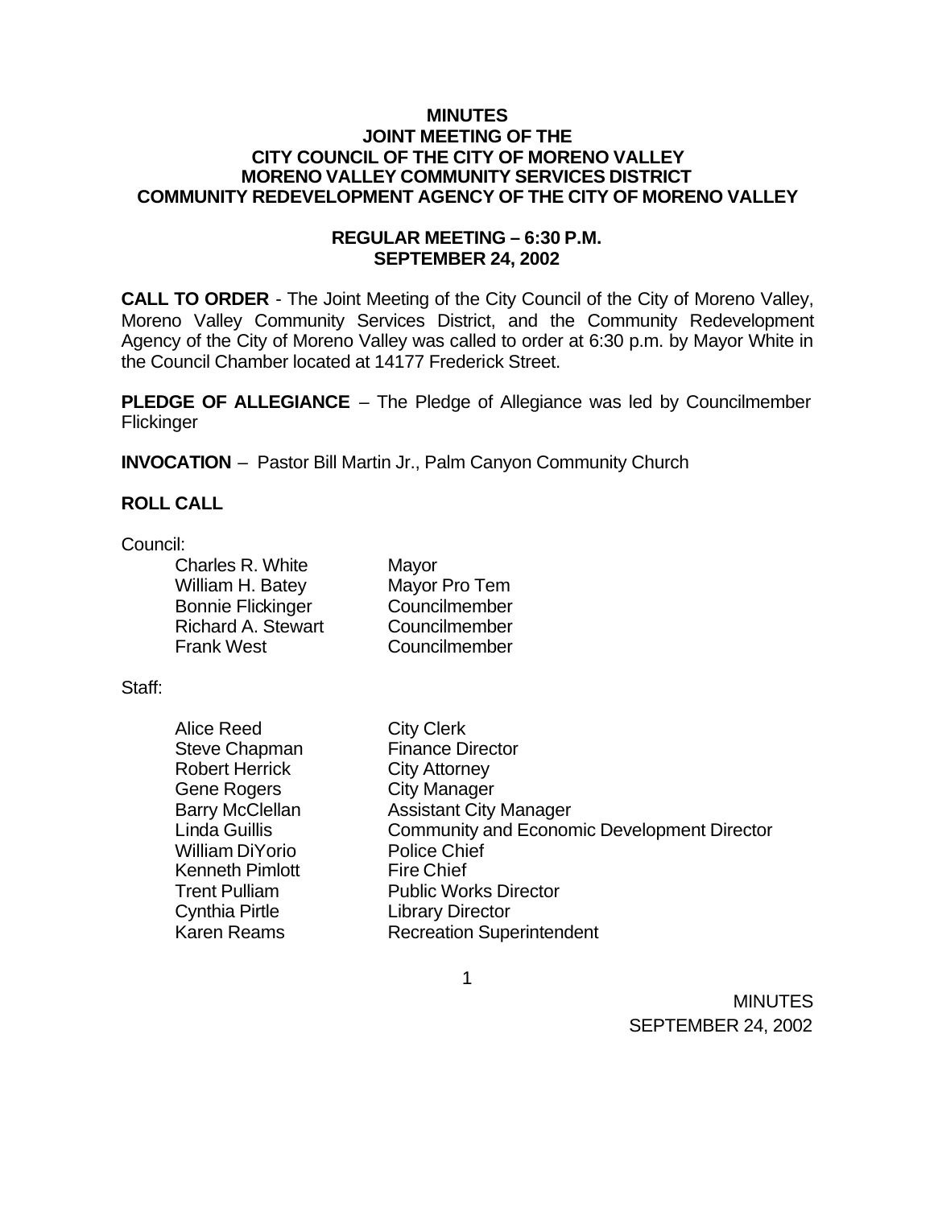**MINUTES**
**JOINT MEETING OF THE**
**CITY COUNCIL OF THE CITY OF MORENO VALLEY**
**MORENO VALLEY COMMUNITY SERVICES DISTRICT**
**COMMUNITY REDEVELOPMENT AGENCY OF THE CITY OF MORENO VALLEY**

**REGULAR MEETING – 6:30 P.M.**
**SEPTEMBER 24, 2002**

**CALL TO ORDER** - The Joint Meeting of the City Council of the City of Moreno Valley, Moreno Valley Community Services District, and the Community Redevelopment Agency of the City of Moreno Valley was called to order at 6:30 p.m. by Mayor White in the Council Chamber located at 14177 Frederick Street.

**PLEDGE OF ALLEGIANCE** – The Pledge of Allegiance was led by Councilmember Flickinger

**INVOCATION** – Pastor Bill Martin Jr., Palm Canyon Community Church

**ROLL CALL**

Council:

| | |
|---|---|
| Charles R. White | Mayor |
| William H. Batey | Mayor Pro Tem |
| Bonnie Flickinger | Councilmember |
| Richard A. Stewart | Councilmember |
| Frank West | Councilmember |

Staff:

| | |
|---|---|
| Alice Reed | City Clerk |
| Steve Chapman | Finance Director |
| Robert Herrick | City Attorney |
| Gene Rogers | City Manager |
| Barry McClellan | Assistant City Manager |
| Linda Guillis | Community and Economic Development Director |
| William DiYorio | Police Chief |
| Kenneth Pimlott | Fire Chief |
| Trent Pulliam | Public Works Director |
| Cynthia Pirtle | Library Director |
| Karen Reams | Recreation Superintendent |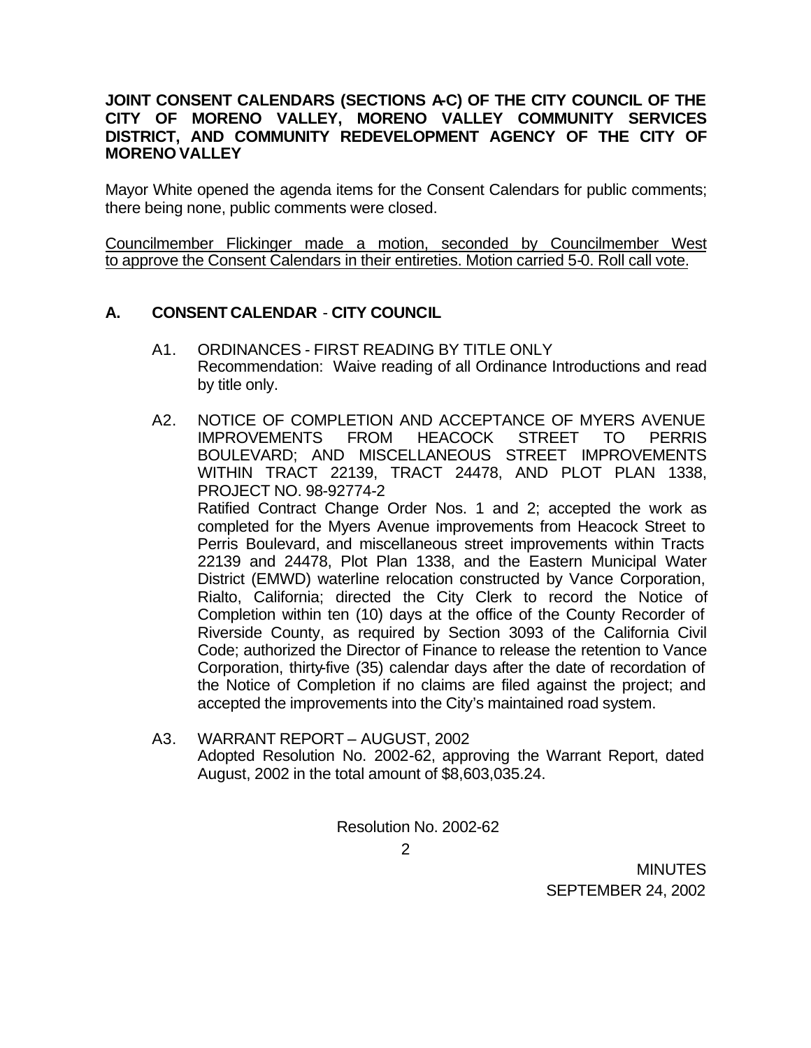**JOINT CONSENT CALENDARS (SECTIONS A-C) OF THE CITY COUNCIL OF THE CITY OF MORENO VALLEY, MORENO VALLEY COMMUNITY SERVICES DISTRICT, AND COMMUNITY REDEVELOPMENT AGENCY OF THE CITY OF MORENO VALLEY**

Mayor White opened the agenda items for the Consent Calendars for public comments; there being none, public comments were closed.

Councilmember Flickinger made a motion, seconded by Councilmember West to approve the Consent Calendars in their entireties. Motion carried 5-0. Roll call vote.

## A. CONSENT CALENDAR - CITY COUNCIL

A1. ORDINANCES - FIRST READING BY TITLE ONLY
Recommendation: Waive reading of all Ordinance Introductions and read by title only.

A2. NOTICE OF COMPLETION AND ACCEPTANCE OF MYERS AVENUE IMPROVEMENTS FROM HEACOCK STREET TO PERRIS BOULEVARD; AND MISCELLANEOUS STREET IMPROVEMENTS WITHIN TRACT 22139, TRACT 24478, AND PLOT PLAN 1338, PROJECT NO. 98-92774-2
Ratified Contract Change Order Nos. 1 and 2; accepted the work as completed for the Myers Avenue improvements from Heacock Street to Perris Boulevard, and miscellaneous street improvements within Tracts 22139 and 24478, Plot Plan 1338, and the Eastern Municipal Water District (EMWD) waterline relocation constructed by Vance Corporation, Rialto, California; directed the City Clerk to record the Notice of Completion within ten (10) days at the office of the County Recorder of Riverside County, as required by Section 3093 of the California Civil Code; authorized the Director of Finance to release the retention to Vance Corporation, thirty-five (35) calendar days after the date of recordation of the Notice of Completion if no claims are filed against the project; and accepted the improvements into the City's maintained road system.

A3. WARRANT REPORT – AUGUST, 2002
Adopted Resolution No. 2002-62, approving the Warrant Report, dated August, 2002 in the total amount of $8,603,035.24.

Resolution No. 2002-62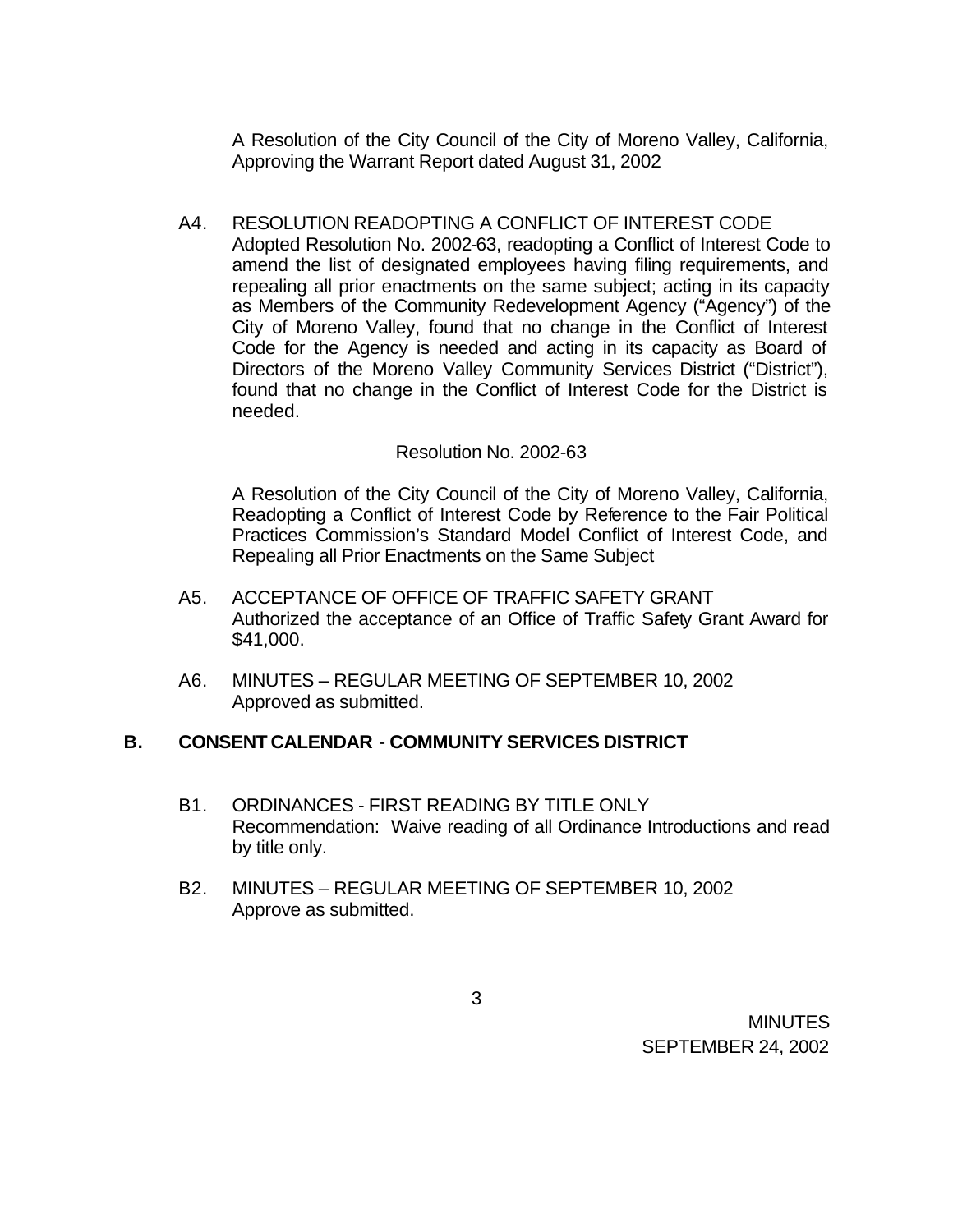A Resolution of the City Council of the City of Moreno Valley, California, Approving the Warrant Report dated August 31, 2002

A4. RESOLUTION READOPTING A CONFLICT OF INTEREST CODE
Adopted Resolution No. 2002-63, readopting a Conflict of Interest Code to amend the list of designated employees having filing requirements, and repealing all prior enactments on the same subject; acting in its capacity as Members of the Community Redevelopment Agency ("Agency") of the City of Moreno Valley, found that no change in the Conflict of Interest Code for the Agency is needed and acting in its capacity as Board of Directors of the Moreno Valley Community Services District ("District"), found that no change in the Conflict of Interest Code for the District is needed.

Resolution No. 2002-63

A Resolution of the City Council of the City of Moreno Valley, California, Readopting a Conflict of Interest Code by Reference to the Fair Political Practices Commission's Standard Model Conflict of Interest Code, and Repealing all Prior Enactments on the Same Subject

A5. ACCEPTANCE OF OFFICE OF TRAFFIC SAFETY GRANT
Authorized the acceptance of an Office of Traffic Safety Grant Award for $41,000.

A6. MINUTES – REGULAR MEETING OF SEPTEMBER 10, 2002
Approved as submitted.

## B. CONSENT CALENDAR - COMMUNITY SERVICES DISTRICT

B1. ORDINANCES - FIRST READING BY TITLE ONLY
Recommendation: Waive reading of all Ordinance Introductions and read by title only.

B2. MINUTES – REGULAR MEETING OF SEPTEMBER 10, 2002
Approve as submitted.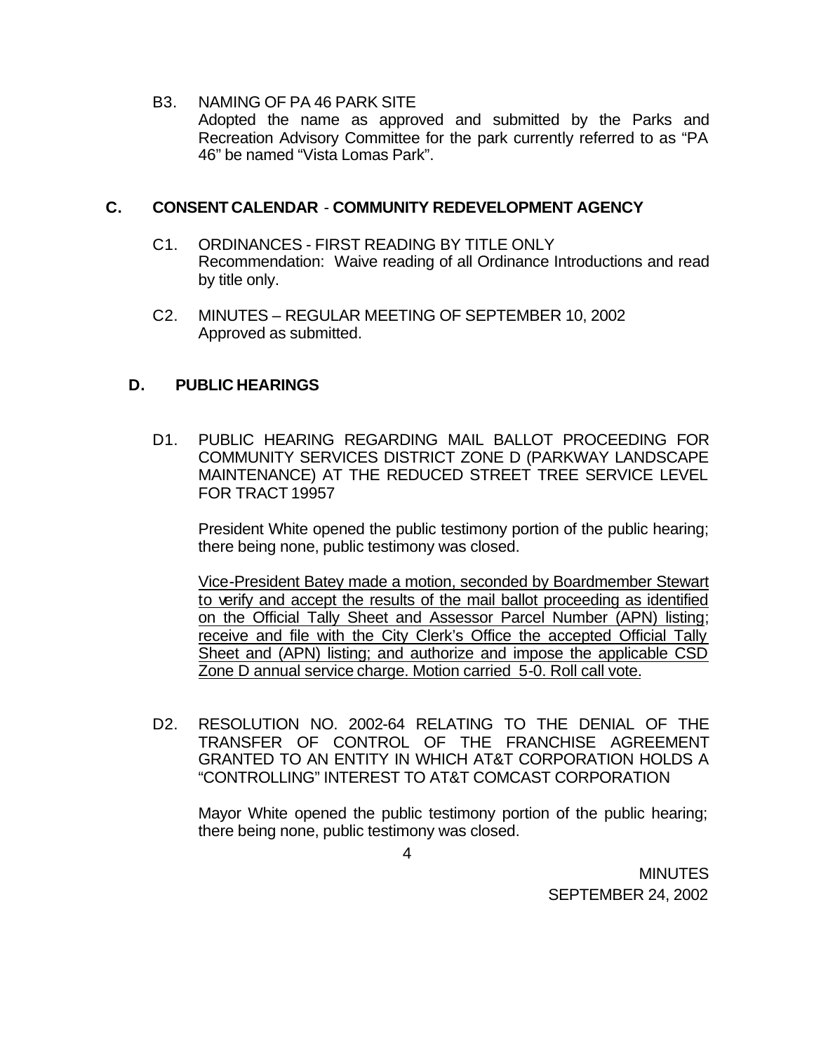B3. NAMING OF PA 46 PARK SITE
Adopted the name as approved and submitted by the Parks and Recreation Advisory Committee for the park currently referred to as "PA 46" be named "Vista Lomas Park".

## C. CONSENT CALENDAR - COMMUNITY REDEVELOPMENT AGENCY

C1. ORDINANCES - FIRST READING BY TITLE ONLY
Recommendation: Waive reading of all Ordinance Introductions and read by title only.

C2. MINUTES – REGULAR MEETING OF SEPTEMBER 10, 2002
Approved as submitted.

## D. PUBLIC HEARINGS

D1. PUBLIC HEARING REGARDING MAIL BALLOT PROCEEDING FOR COMMUNITY SERVICES DISTRICT ZONE D (PARKWAY LANDSCAPE MAINTENANCE) AT THE REDUCED STREET TREE SERVICE LEVEL FOR TRACT 19957

President White opened the public testimony portion of the public hearing; there being none, public testimony was closed.

<u>Vice-President Batey made a motion, seconded by Boardmember Stewart to verify and accept the results of the mail ballot proceeding as identified on the Official Tally Sheet and Assessor Parcel Number (APN) listing; receive and file with the City Clerk's Office the accepted Official Tally Sheet and (APN) listing; and authorize and impose the applicable CSD Zone D annual service charge. Motion carried 5-0. Roll call vote.</u>

D2. RESOLUTION NO. 2002-64 RELATING TO THE DENIAL OF THE TRANSFER OF CONTROL OF THE FRANCHISE AGREEMENT GRANTED TO AN ENTITY IN WHICH AT&T CORPORATION HOLDS A "CONTROLLING" INTEREST TO AT&T COMCAST CORPORATION

Mayor White opened the public testimony portion of the public hearing; there being none, public testimony was closed.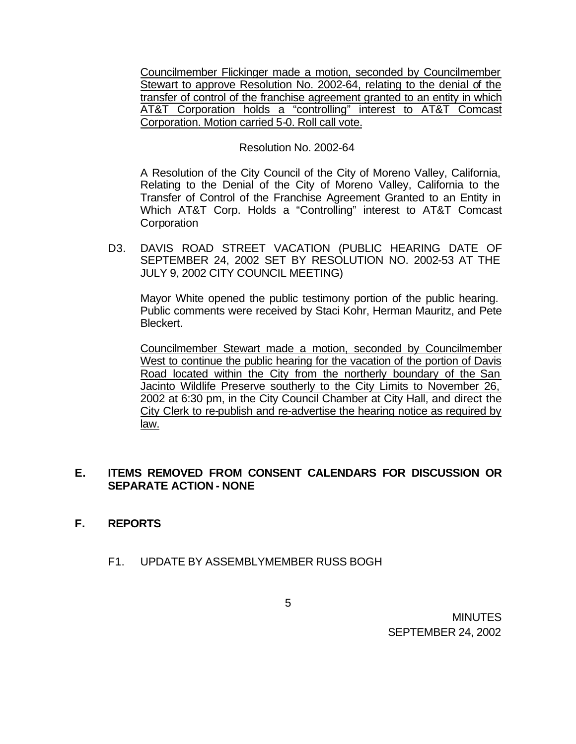Councilmember Flickinger made a motion, seconded by Councilmember Stewart to approve Resolution No. 2002-64, relating to the denial of the transfer of control of the franchise agreement granted to an entity in which AT&T Corporation holds a "controlling" interest to AT&T Comcast Corporation. Motion carried 5-0. Roll call vote.

Resolution No. 2002-64

A Resolution of the City Council of the City of Moreno Valley, California, Relating to the Denial of the City of Moreno Valley, California to the Transfer of Control of the Franchise Agreement Granted to an Entity in Which AT&T Corp. Holds a "Controlling" interest to AT&T Comcast Corporation

D3. DAVIS ROAD STREET VACATION (PUBLIC HEARING DATE OF SEPTEMBER 24, 2002 SET BY RESOLUTION NO. 2002-53 AT THE JULY 9, 2002 CITY COUNCIL MEETING)

Mayor White opened the public testimony portion of the public hearing. Public comments were received by Staci Kohr, Herman Mauritz, and Pete Bleckert.

Councilmember Stewart made a motion, seconded by Councilmember West to continue the public hearing for the vacation of the portion of Davis Road located within the City from the northerly boundary of the San Jacinto Wildlife Preserve southerly to the City Limits to November 26, 2002 at 6:30 pm, in the City Council Chamber at City Hall, and direct the City Clerk to re-publish and re-advertise the hearing notice as required by law.

## E. ITEMS REMOVED FROM CONSENT CALENDARS FOR DISCUSSION OR SEPARATE ACTION - NONE

## F. REPORTS

F1. UPDATE BY ASSEMBLYMEMBER RUSS BOGH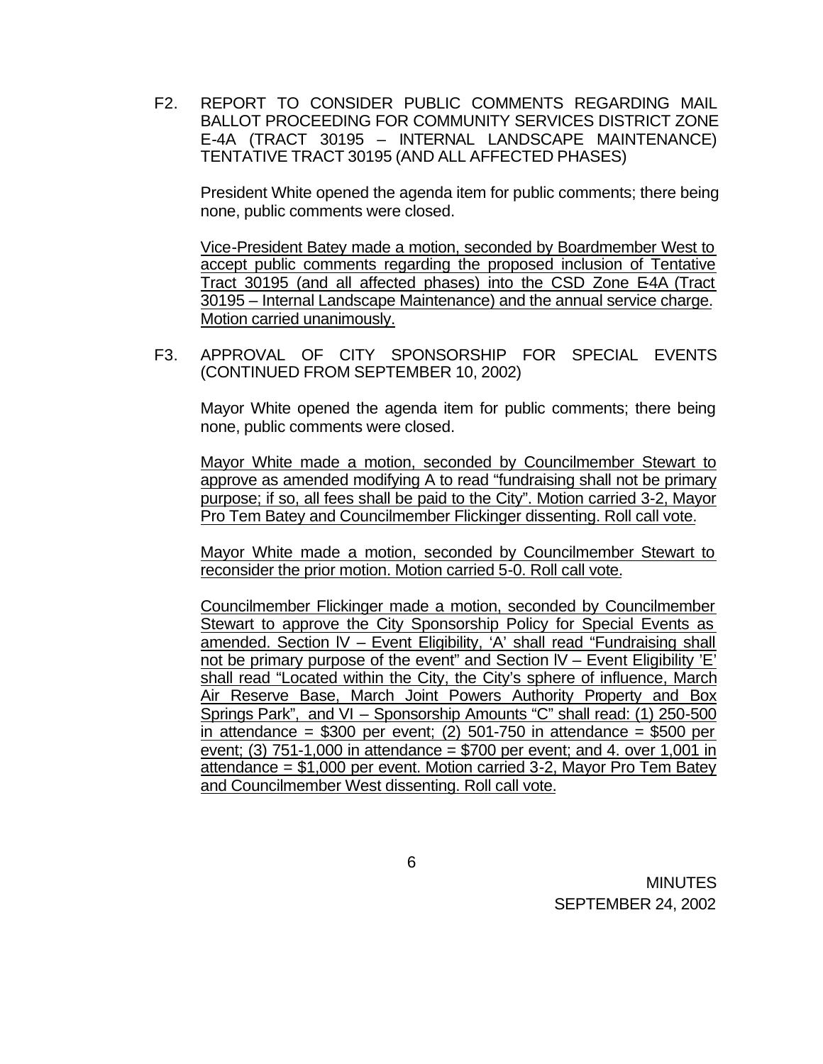F2. REPORT TO CONSIDER PUBLIC COMMENTS REGARDING MAIL BALLOT PROCEEDING FOR COMMUNITY SERVICES DISTRICT ZONE E-4A (TRACT 30195 – INTERNAL LANDSCAPE MAINTENANCE) TENTATIVE TRACT 30195 (AND ALL AFFECTED PHASES)

President White opened the agenda item for public comments; there being none, public comments were closed.

Vice-President Batey made a motion, seconded by Boardmember West to accept public comments regarding the proposed inclusion of Tentative Tract 30195 (and all affected phases) into the CSD Zone E-4A (Tract 30195 – Internal Landscape Maintenance) and the annual service charge. Motion carried unanimously.

F3. APPROVAL OF CITY SPONSORSHIP FOR SPECIAL EVENTS (CONTINUED FROM SEPTEMBER 10, 2002)

Mayor White opened the agenda item for public comments; there being none, public comments were closed.

Mayor White made a motion, seconded by Councilmember Stewart to approve as amended modifying A to read "fundraising shall not be primary purpose; if so, all fees shall be paid to the City". Motion carried 3-2, Mayor Pro Tem Batey and Councilmember Flickinger dissenting. Roll call vote.

Mayor White made a motion, seconded by Councilmember Stewart to reconsider the prior motion. Motion carried 5-0. Roll call vote.

Councilmember Flickinger made a motion, seconded by Councilmember Stewart to approve the City Sponsorship Policy for Special Events as amended. Section IV – Event Eligibility, 'A' shall read "Fundraising shall not be primary purpose of the event" and Section IV – Event Eligibility 'E' shall read "Located within the City, the City's sphere of influence, March Air Reserve Base, March Joint Powers Authority Property and Box Springs Park", and VI – Sponsorship Amounts "C" shall read: (1) 250-500 in attendance = $300 per event; (2) 501-750 in attendance = $500 per event; (3) 751-1,000 in attendance = $700 per event; and 4. over 1,001 in attendance = $1,000 per event. Motion carried 3-2, Mayor Pro Tem Batey and Councilmember West dissenting. Roll call vote.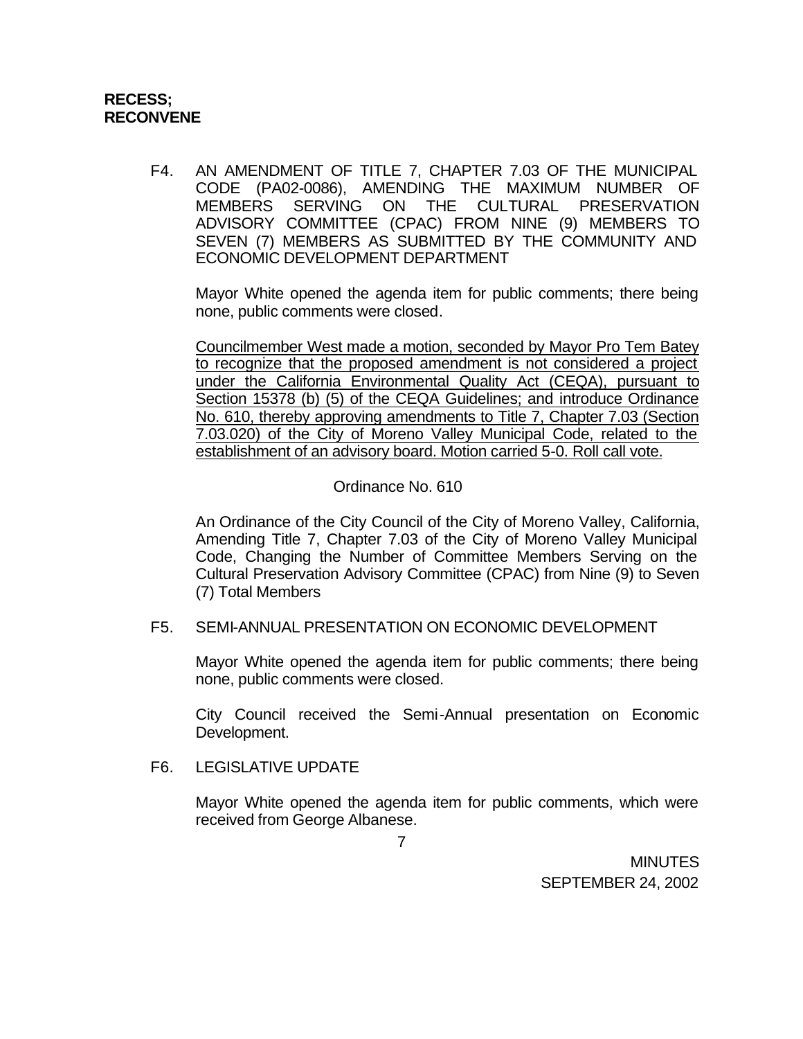**RECESS;**
**RECONVENE**

F4. AN AMENDMENT OF TITLE 7, CHAPTER 7.03 OF THE MUNICIPAL CODE (PA02-0086), AMENDING THE MAXIMUM NUMBER OF MEMBERS SERVING ON THE CULTURAL PRESERVATION ADVISORY COMMITTEE (CPAC) FROM NINE (9) MEMBERS TO SEVEN (7) MEMBERS AS SUBMITTED BY THE COMMUNITY AND ECONOMIC DEVELOPMENT DEPARTMENT

Mayor White opened the agenda item for public comments; there being none, public comments were closed.

<u>Councilmember West made a motion, seconded by Mayor Pro Tem Batey to recognize that the proposed amendment is not considered a project under the California Environmental Quality Act (CEQA), pursuant to Section 15378 (b) (5) of the CEQA Guidelines; and introduce Ordinance No. 610, thereby approving amendments to Title 7, Chapter 7.03 (Section 7.03.020) of the City of Moreno Valley Municipal Code, related to the establishment of an advisory board. Motion carried 5-0. Roll call vote.</u>

Ordinance No. 610

An Ordinance of the City Council of the City of Moreno Valley, California, Amending Title 7, Chapter 7.03 of the City of Moreno Valley Municipal Code, Changing the Number of Committee Members Serving on the Cultural Preservation Advisory Committee (CPAC) from Nine (9) to Seven (7) Total Members

F5. SEMI-ANNUAL PRESENTATION ON ECONOMIC DEVELOPMENT

Mayor White opened the agenda item for public comments; there being none, public comments were closed.

City Council received the Semi-Annual presentation on Economic Development.

F6. LEGISLATIVE UPDATE

Mayor White opened the agenda item for public comments, which were received from George Albanese.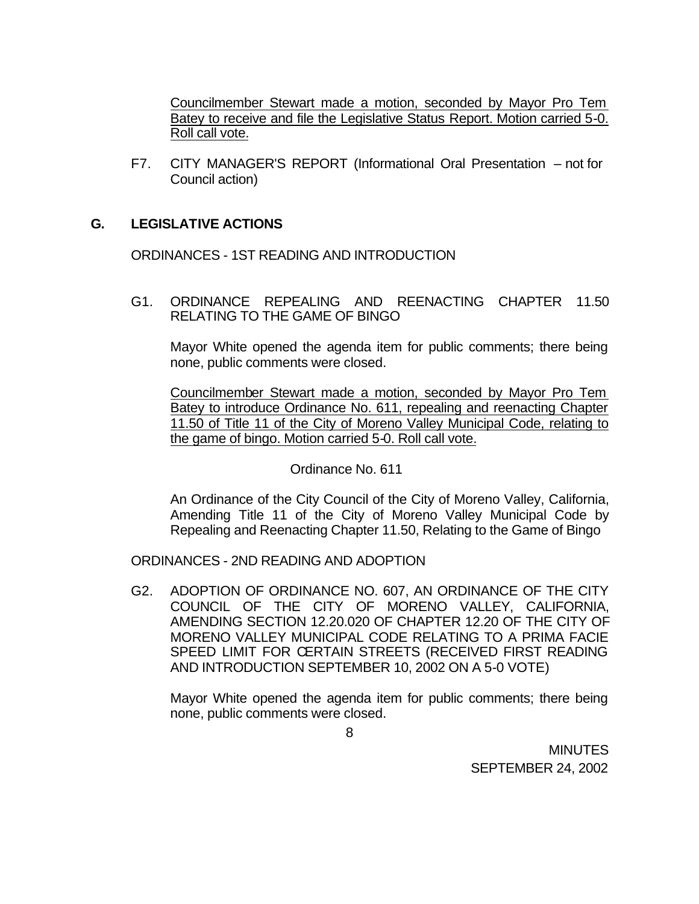Councilmember Stewart made a motion, seconded by Mayor Pro Tem Batey to receive and file the Legislative Status Report. Motion carried 5-0. Roll call vote.

F7. CITY MANAGER'S REPORT (Informational Oral Presentation – not for Council action)

## G. LEGISLATIVE ACTIONS

ORDINANCES - 1ST READING AND INTRODUCTION

G1. ORDINANCE REPEALING AND REENACTING CHAPTER 11.50 RELATING TO THE GAME OF BINGO

Mayor White opened the agenda item for public comments; there being none, public comments were closed.

Councilmember Stewart made a motion, seconded by Mayor Pro Tem Batey to introduce Ordinance No. 611, repealing and reenacting Chapter 11.50 of Title 11 of the City of Moreno Valley Municipal Code, relating to the game of bingo. Motion carried 5-0. Roll call vote.

Ordinance No. 611

An Ordinance of the City Council of the City of Moreno Valley, California, Amending Title 11 of the City of Moreno Valley Municipal Code by Repealing and Reenacting Chapter 11.50, Relating to the Game of Bingo

ORDINANCES - 2ND READING AND ADOPTION

G2. ADOPTION OF ORDINANCE NO. 607, AN ORDINANCE OF THE CITY COUNCIL OF THE CITY OF MORENO VALLEY, CALIFORNIA, AMENDING SECTION 12.20.020 OF CHAPTER 12.20 OF THE CITY OF MORENO VALLEY MUNICIPAL CODE RELATING TO A PRIMA FACIE SPEED LIMIT FOR CERTAIN STREETS (RECEIVED FIRST READING AND INTRODUCTION SEPTEMBER 10, 2002 ON A 5-0 VOTE)

Mayor White opened the agenda item for public comments; there being none, public comments were closed.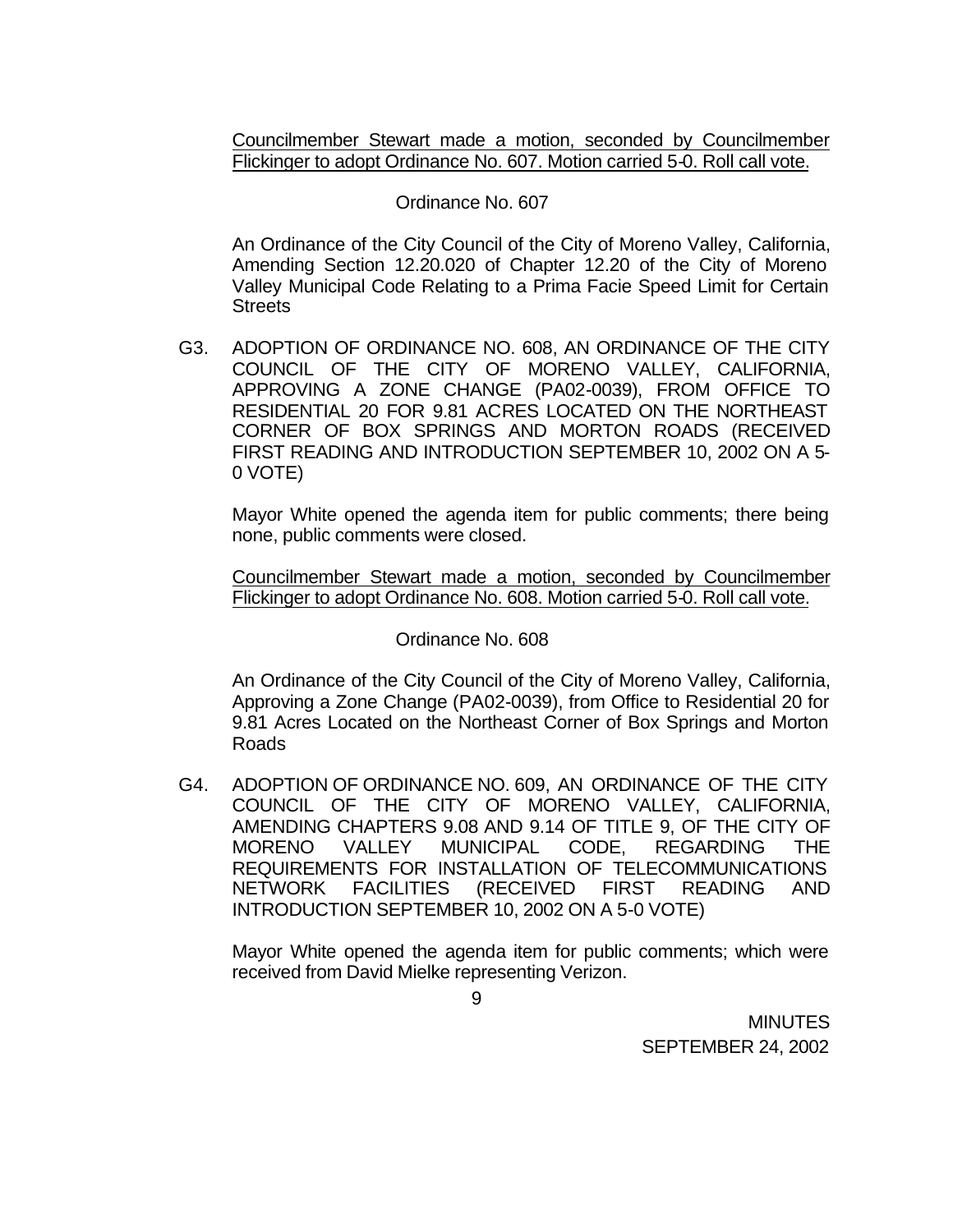<u>Councilmember Stewart made a motion, seconded by Councilmember Flickinger to adopt Ordinance No. 607. Motion carried 5-0. Roll call vote.</u>

Ordinance No. 607

An Ordinance of the City Council of the City of Moreno Valley, California, Amending Section 12.20.020 of Chapter 12.20 of the City of Moreno Valley Municipal Code Relating to a Prima Facie Speed Limit for Certain Streets

G3. ADOPTION OF ORDINANCE NO. 608, AN ORDINANCE OF THE CITY COUNCIL OF THE CITY OF MORENO VALLEY, CALIFORNIA, APPROVING A ZONE CHANGE (PA02-0039), FROM OFFICE TO RESIDENTIAL 20 FOR 9.81 ACRES LOCATED ON THE NORTHEAST CORNER OF BOX SPRINGS AND MORTON ROADS (RECEIVED FIRST READING AND INTRODUCTION SEPTEMBER 10, 2002 ON A 5-0 VOTE)

Mayor White opened the agenda item for public comments; there being none, public comments were closed.

<u>Councilmember Stewart made a motion, seconded by Councilmember Flickinger to adopt Ordinance No. 608. Motion carried 5-0. Roll call vote.</u>

Ordinance No. 608

An Ordinance of the City Council of the City of Moreno Valley, California, Approving a Zone Change (PA02-0039), from Office to Residential 20 for 9.81 Acres Located on the Northeast Corner of Box Springs and Morton Roads

G4. ADOPTION OF ORDINANCE NO. 609, AN ORDINANCE OF THE CITY COUNCIL OF THE CITY OF MORENO VALLEY, CALIFORNIA, AMENDING CHAPTERS 9.08 AND 9.14 OF TITLE 9, OF THE CITY OF MORENO VALLEY MUNICIPAL CODE, REGARDING THE REQUIREMENTS FOR INSTALLATION OF TELECOMMUNICATIONS NETWORK FACILITIES (RECEIVED FIRST READING AND INTRODUCTION SEPTEMBER 10, 2002 ON A 5-0 VOTE)

Mayor White opened the agenda item for public comments; which were received from David Mielke representing Verizon.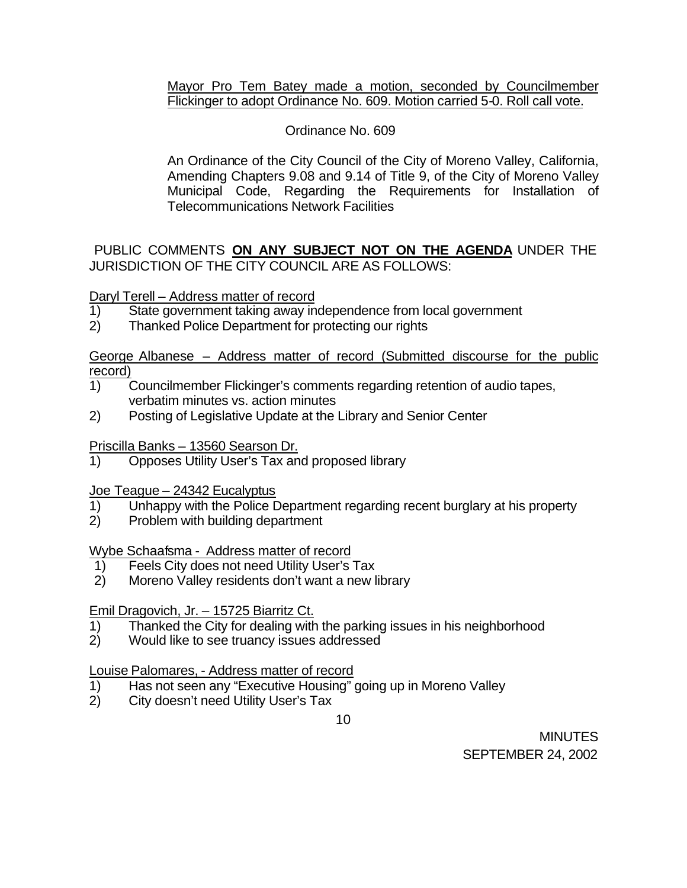Mayor Pro Tem Batey made a motion, seconded by Councilmember Flickinger to adopt Ordinance No. 609. Motion carried 5-0. Roll call vote.

Ordinance No. 609

An Ordinance of the City Council of the City of Moreno Valley, California, Amending Chapters 9.08 and 9.14 of Title 9, of the City of Moreno Valley Municipal Code, Regarding the Requirements for Installation of Telecommunications Network Facilities

PUBLIC COMMENTS **ON ANY SUBJECT NOT ON THE AGENDA** UNDER THE JURISDICTION OF THE CITY COUNCIL ARE AS FOLLOWS:

Daryl Terell – Address matter of record

1) State government taking away independence from local government
2) Thanked Police Department for protecting our rights

George Albanese – Address matter of record (Submitted discourse for the public record)

1) Councilmember Flickinger's comments regarding retention of audio tapes, verbatim minutes vs. action minutes
2) Posting of Legislative Update at the Library and Senior Center

Priscilla Banks – 13560 Searson Dr.

1) Opposes Utility User's Tax and proposed library

Joe Teague – 24342 Eucalyptus

1) Unhappy with the Police Department regarding recent burglary at his property
2) Problem with building department

Wybe Schaafsma - Address matter of record

1) Feels City does not need Utility User's Tax
2) Moreno Valley residents don't want a new library

Emil Dragovich, Jr. – 15725 Biarritz Ct.

1) Thanked the City for dealing with the parking issues in his neighborhood
2) Would like to see truancy issues addressed

Louise Palomares, - Address matter of record

1) Has not seen any "Executive Housing" going up in Moreno Valley
2) City doesn't need Utility User's Tax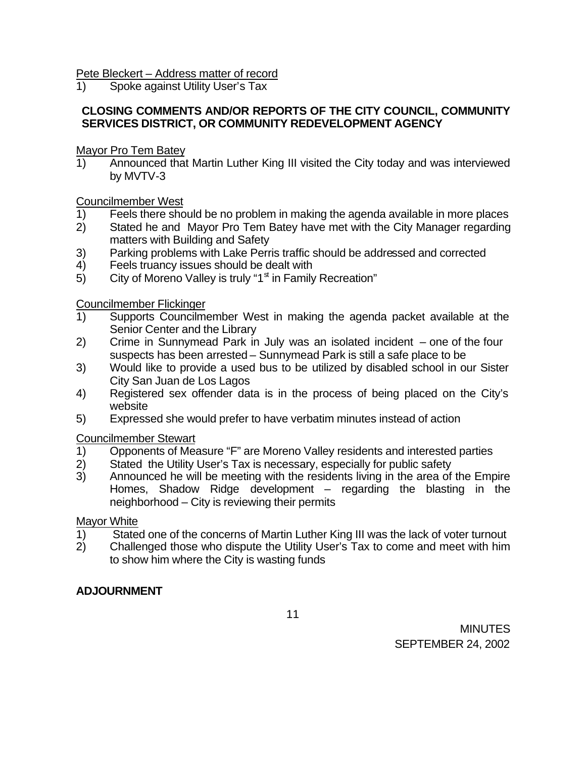Pete Bleckert – Address matter of record

1) Spoke against Utility User's Tax

**CLOSING COMMENTS AND/OR REPORTS OF THE CITY COUNCIL, COMMUNITY SERVICES DISTRICT, OR COMMUNITY REDEVELOPMENT AGENCY**

Mayor Pro Tem Batey

1) Announced that Martin Luther King III visited the City today and was interviewed by MVTV-3

Councilmember West

1) Feels there should be no problem in making the agenda available in more places
2) Stated he and Mayor Pro Tem Batey have met with the City Manager regarding matters with Building and Safety
3) Parking problems with Lake Perris traffic should be addressed and corrected
4) Feels truancy issues should be dealt with
5) City of Moreno Valley is truly "1st in Family Recreation"

Councilmember Flickinger

1) Supports Councilmember West in making the agenda packet available at the Senior Center and the Library
2) Crime in Sunnymead Park in July was an isolated incident – one of the four suspects has been arrested – Sunnymead Park is still a safe place to be
3) Would like to provide a used bus to be utilized by disabled school in our Sister City San Juan de Los Lagos
4) Registered sex offender data is in the process of being placed on the City's website
5) Expressed she would prefer to have verbatim minutes instead of action

Councilmember Stewart

1) Opponents of Measure "F" are Moreno Valley residents and interested parties
2) Stated the Utility User's Tax is necessary, especially for public safety
3) Announced he will be meeting with the residents living in the area of the Empire Homes, Shadow Ridge development – regarding the blasting in the neighborhood – City is reviewing their permits

Mayor White

1) Stated one of the concerns of Martin Luther King III was the lack of voter turnout
2) Challenged those who dispute the Utility User's Tax to come and meet with him to show him where the City is wasting funds

**ADJOURNMENT**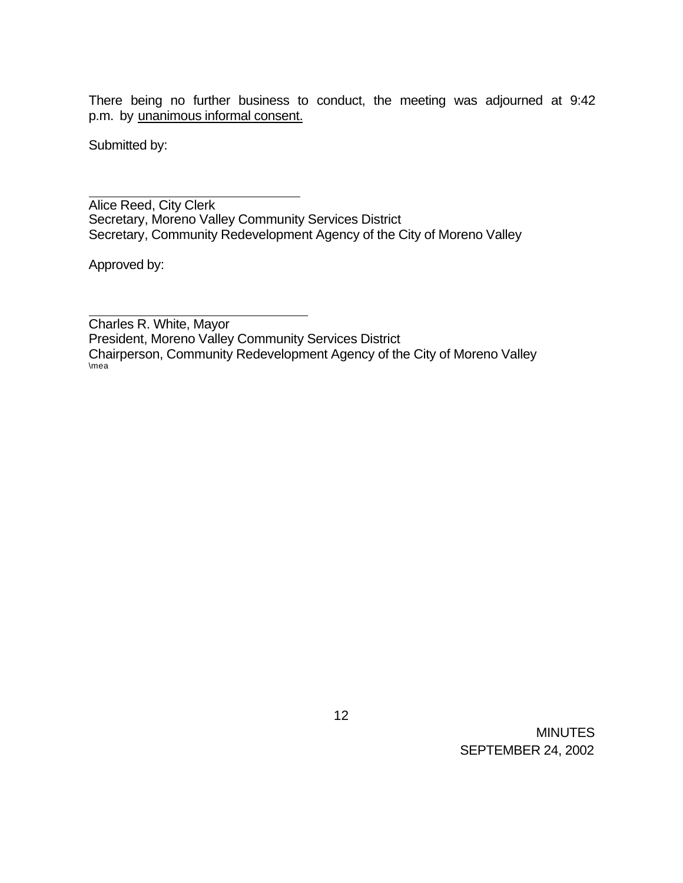There being no further business to conduct, the meeting was adjourned at 9:42 p.m. by <u>unanimous informal consent.</u>

Submitted by:

\_\_\_\_\_\_\_\_\_\_\_\_\_\_\_\_\_\_\_\_\_\_\_\_\_\_\_\_\_\_\_\_

Alice Reed, City Clerk
Secretary, Moreno Valley Community Services District
Secretary, Community Redevelopment Agency of the City of Moreno Valley

Approved by:

\_\_\_\_\_\_\_\_\_\_\_\_\_\_\_\_\_\_\_\_\_\_\_\_\_\_\_\_\_\_\_\_

Charles R. White, Mayor
President, Moreno Valley Community Services District
Chairperson, Community Redevelopment Agency of the City of Moreno Valley
\mea

MINUTES
SEPTEMBER 24, 2002